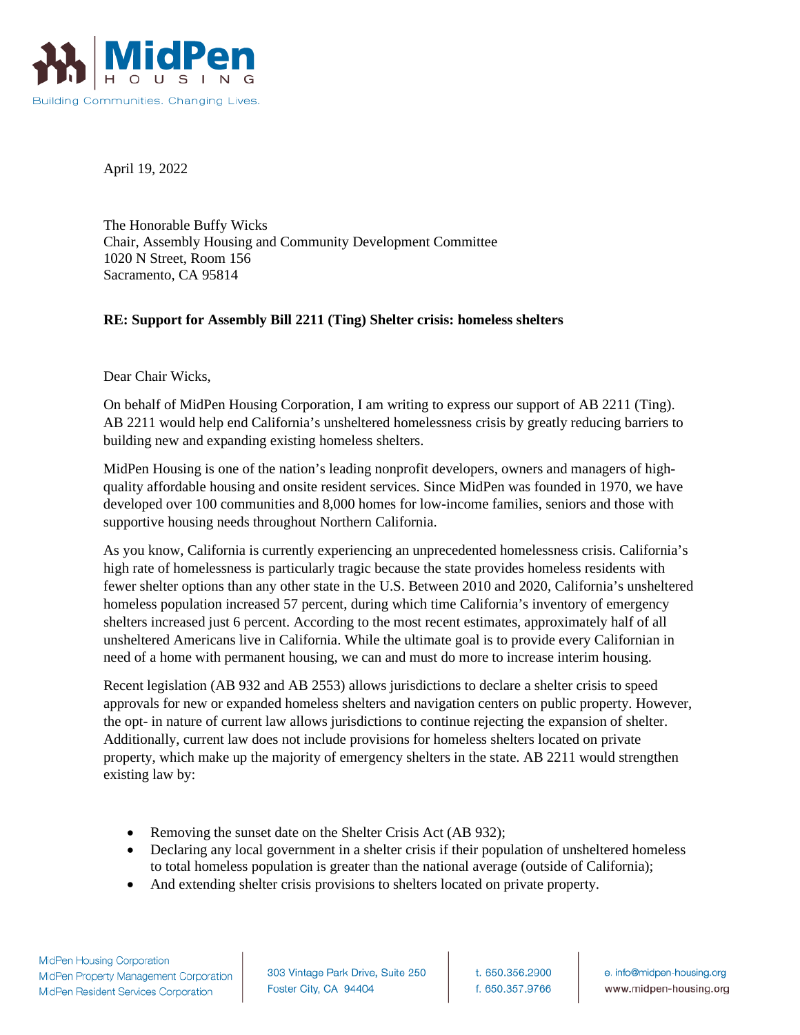MidPen HOUSING

Building Communities. Changing Lives.

April 19, 2022

The Honorable Buffy Wicks
Chair, Assembly Housing and Community Development Committee
1020 N Street, Room 156
Sacramento, CA 95814

**RE: Support for Assembly Bill 2211 (Ting) Shelter crisis: homeless shelters**

Dear Chair Wicks,

On behalf of MidPen Housing Corporation, I am writing to express our support of AB 2211 (Ting). AB 2211 would help end California's unsheltered homelessness crisis by greatly reducing barriers to building new and expanding existing homeless shelters.

MidPen Housing is one of the nation's leading nonprofit developers, owners and managers of high-quality affordable housing and onsite resident services. Since MidPen was founded in 1970, we have developed over 100 communities and 8,000 homes for low-income families, seniors and those with supportive housing needs throughout Northern California.

As you know, California is currently experiencing an unprecedented homelessness crisis. California's high rate of homelessness is particularly tragic because the state provides homeless residents with fewer shelter options than any other state in the U.S. Between 2010 and 2020, California's unsheltered homeless population increased 57 percent, during which time California's inventory of emergency shelters increased just 6 percent. According to the most recent estimates, approximately half of all unsheltered Americans live in California. While the ultimate goal is to provide every Californian in need of a home with permanent housing, we can and must do more to increase interim housing.

Recent legislation (AB 932 and AB 2553) allows jurisdictions to declare a shelter crisis to speed approvals for new or expanded homeless shelters and navigation centers on public property. However, the opt- in nature of current law allows jurisdictions to continue rejecting the expansion of shelter. Additionally, current law does not include provisions for homeless shelters located on private property, which make up the majority of emergency shelters in the state. AB 2211 would strengthen existing law by:

- Removing the sunset date on the Shelter Crisis Act (AB 932);
- Declaring any local government in a shelter crisis if their population of unsheltered homeless to total homeless population is greater than the national average (outside of California);
- And extending shelter crisis provisions to shelters located on private property.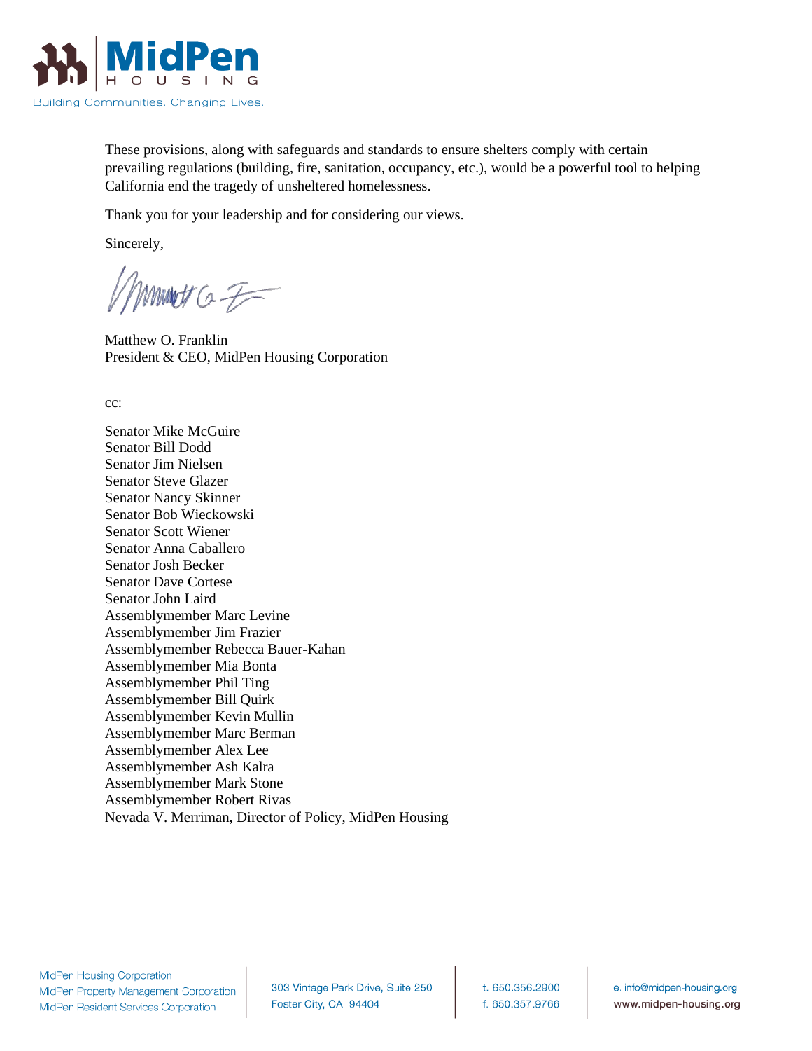These provisions, along with safeguards and standards to ensure shelters comply with certain prevailing regulations (building, fire, sanitation, occupancy, etc.), would be a powerful tool to helping California end the tragedy of unsheltered homelessness.

Thank you for your leadership and for considering our views.

Sincerely,

Matthew O. Franklin
President & CEO, MidPen Housing Corporation

cc:

Senator Mike McGuire
Senator Bill Dodd
Senator Jim Nielsen
Senator Steve Glazer
Senator Nancy Skinner
Senator Bob Wieckowski
Senator Scott Wiener
Senator Anna Caballero
Senator Josh Becker
Senator Dave Cortese
Senator John Laird
Assemblymember Marc Levine
Assemblymember Jim Frazier
Assemblymember Rebecca Bauer-Kahan
Assemblymember Mia Bonta
Assemblymember Phil Ting
Assemblymember Bill Quirk
Assemblymember Kevin Mullin
Assemblymember Marc Berman
Assemblymember Alex Lee
Assemblymember Ash Kalra
Assemblymember Mark Stone
Assemblymember Robert Rivas
Nevada V. Merriman, Director of Policy, MidPen Housing